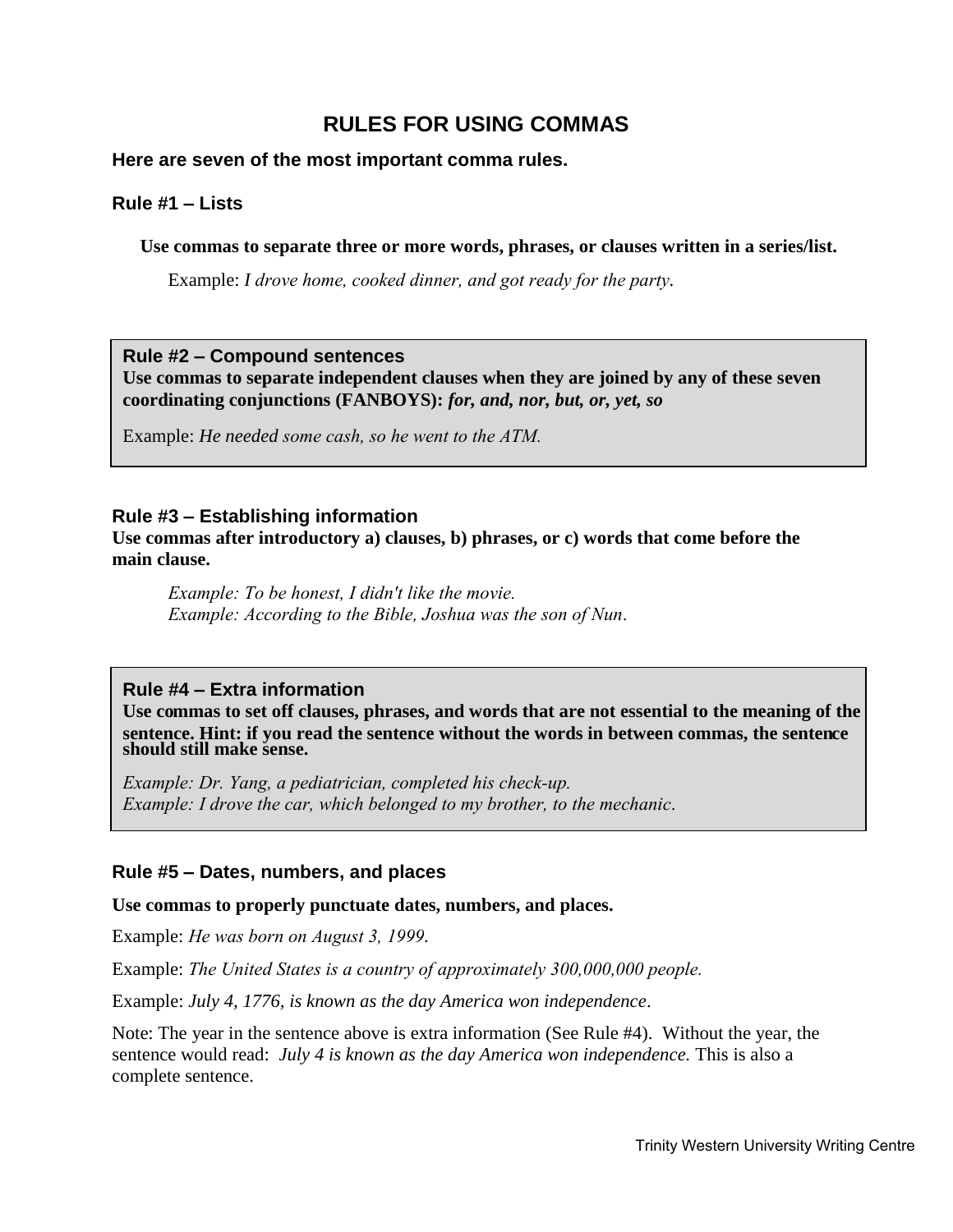# RULES FOR USING COMMAS

**Here are seven of the most important comma rules.**

## Rule #1 – Lists

**Use commas to separate three or more words, phrases, or clauses written in a series/list.**

Example: *I drove home, cooked dinner, and got ready for the party.*

## Rule #2 – Compound sentences

**Use commas to separate independent clauses when they are joined by any of these seven coordinating conjunctions (FANBOYS):** ***for, and, nor, but, or, yet, so***

Example: *He needed some cash, so he went to the ATM.*

## Rule #3 – Establishing information

**Use commas after introductory a) clauses, b) phrases, or c) words that come before the main clause.**

*Example: To be honest, I didn't like the movie.*
*Example: According to the Bible, Joshua was the son of Nun.*

## Rule #4 – Extra information

**Use commas to set off clauses, phrases, and words that are not essential to the meaning of the sentence. Hint: if you read the sentence without the words in between commas, the sentence should still make sense.**

*Example: Dr. Yang, a pediatrician, completed his check-up.*
*Example: I drove the car, which belonged to my brother, to the mechanic.*

## Rule #5 – Dates, numbers, and places

**Use commas to properly punctuate dates, numbers, and places.**

Example: *He was born on August 3, 1999.*

Example: *The United States is a country of approximately 300,000,000 people.*

Example: *July 4, 1776, is known as the day America won independence.*

Note: The year in the sentence above is extra information (See Rule #4). Without the year, the sentence would read: *July 4 is known as the day America won independence.* This is also a complete sentence.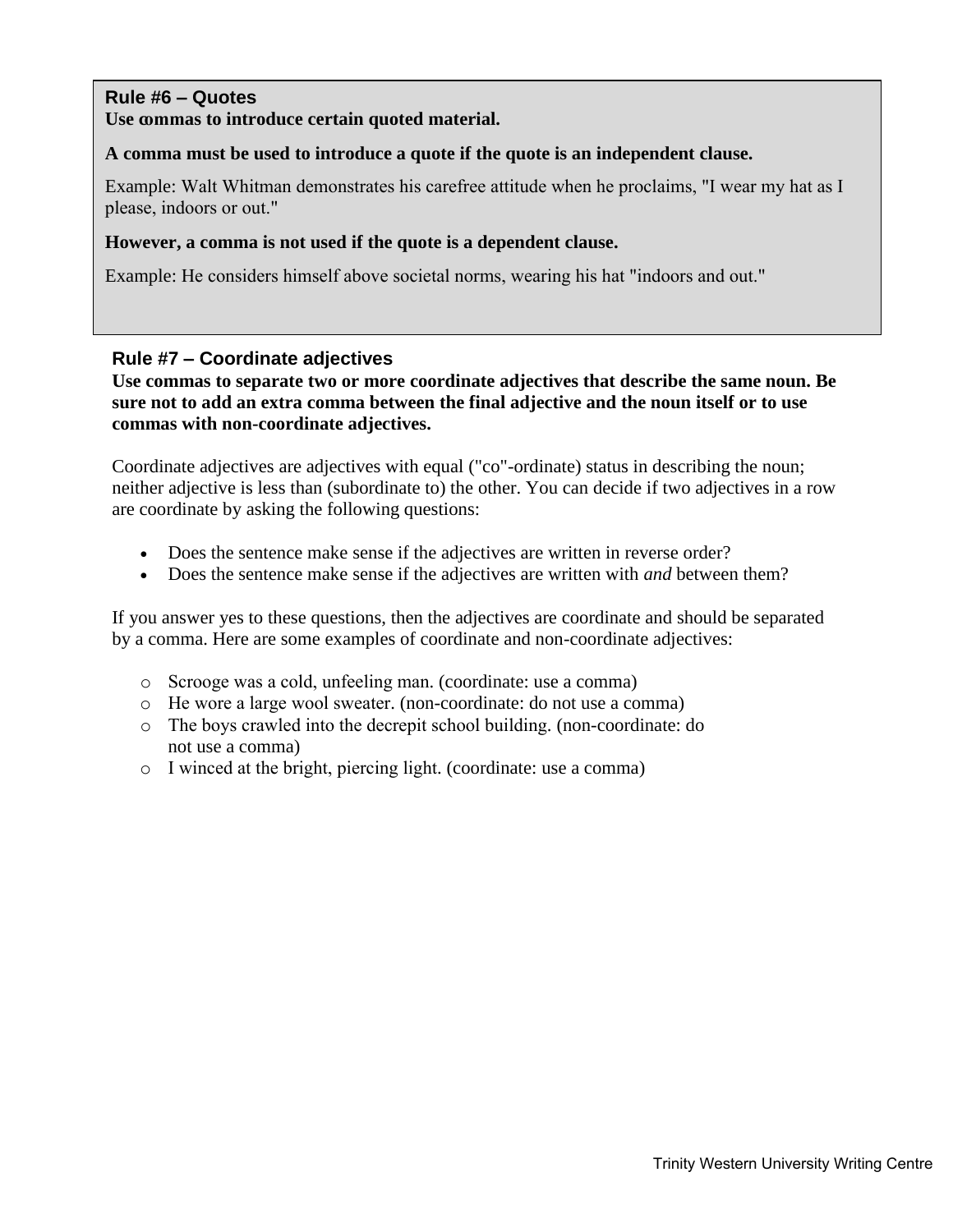## Rule #6 – Quotes

**Use commas to introduce certain quoted material.**

**A comma must be used to introduce a quote if the quote is an independent clause.**

Example: Walt Whitman demonstrates his carefree attitude when he proclaims, "I wear my hat as I please, indoors or out."

**However, a comma is not used if the quote is a dependent clause.**

Example: He considers himself above societal norms, wearing his hat "indoors and out."

## Rule #7 – Coordinate adjectives

**Use commas to separate two or more coordinate adjectives that describe the same noun. Be sure not to add an extra comma between the final adjective and the noun itself or to use commas with non-coordinate adjectives.**

Coordinate adjectives are adjectives with equal ("co"-ordinate) status in describing the noun; neither adjective is less than (subordinate to) the other. You can decide if two adjectives in a row are coordinate by asking the following questions:

- Does the sentence make sense if the adjectives are written in reverse order?
- Does the sentence make sense if the adjectives are written with *and* between them?

If you answer yes to these questions, then the adjectives are coordinate and should be separated by a comma. Here are some examples of coordinate and non-coordinate adjectives:

- Scrooge was a cold, unfeeling man. (coordinate: use a comma)
- He wore a large wool sweater. (non-coordinate: do not use a comma)
- The boys crawled into the decrepit school building. (non-coordinate: do not use a comma)
- I winced at the bright, piercing light. (coordinate: use a comma)